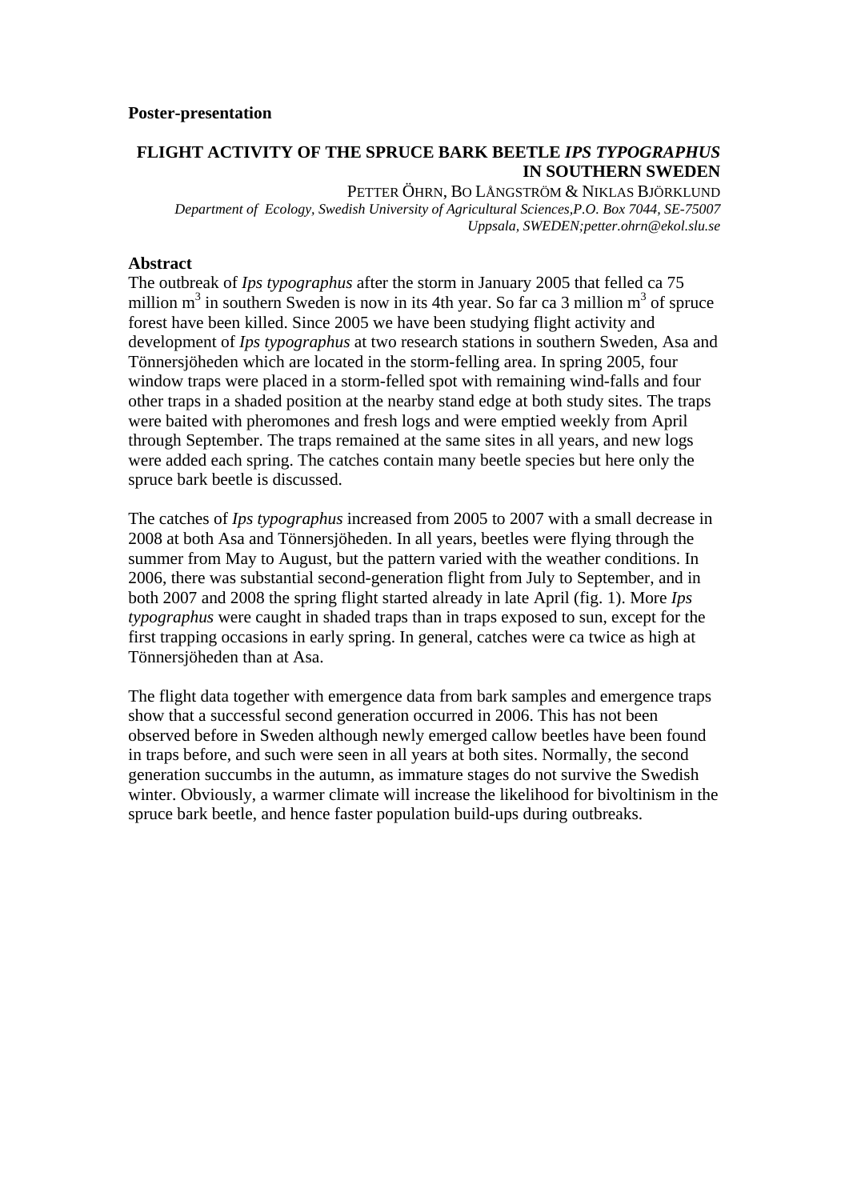**Poster-presentation**

# FLIGHT ACTIVITY OF THE SPRUCE BARK BEETLE *IPS TYPOGRAPHUS* IN SOUTHERN SWEDEN

PETTER ÖHRN, BO LÅNGSTRÖM & NIKLAS BJÖRKLUND

*Department of Ecology, Swedish University of Agricultural Sciences,P.O. Box 7044, SE-75007 Uppsala, SWEDEN;petter.ohrn@ekol.slu.se*

## Abstract

The outbreak of *Ips typographus* after the storm in January 2005 that felled ca 75 million $m^3$ in southern Sweden is now in its 4th year. So far ca 3 million $m^3$ of spruce forest have been killed. Since 2005 we have been studying flight activity and development of *Ips typographus* at two research stations in southern Sweden, Asa and Tönnersjöheden which are located in the storm-felling area. In spring 2005, four window traps were placed in a storm-felled spot with remaining wind-falls and four other traps in a shaded position at the nearby stand edge at both study sites. The traps were baited with pheromones and fresh logs and were emptied weekly from April through September. The traps remained at the same sites in all years, and new logs were added each spring. The catches contain many beetle species but here only the spruce bark beetle is discussed.

The catches of *Ips typographus* increased from 2005 to 2007 with a small decrease in 2008 at both Asa and Tönnersjöheden. In all years, beetles were flying through the summer from May to August, but the pattern varied with the weather conditions. In 2006, there was substantial second-generation flight from July to September, and in both 2007 and 2008 the spring flight started already in late April (fig. 1). More *Ips typographus* were caught in shaded traps than in traps exposed to sun, except for the first trapping occasions in early spring. In general, catches were ca twice as high at Tönnersjöheden than at Asa.

The flight data together with emergence data from bark samples and emergence traps show that a successful second generation occurred in 2006. This has not been observed before in Sweden although newly emerged callow beetles have been found in traps before, and such were seen in all years at both sites. Normally, the second generation succumbs in the autumn, as immature stages do not survive the Swedish winter. Obviously, a warmer climate will increase the likelihood for bivoltinism in the spruce bark beetle, and hence faster population build-ups during outbreaks.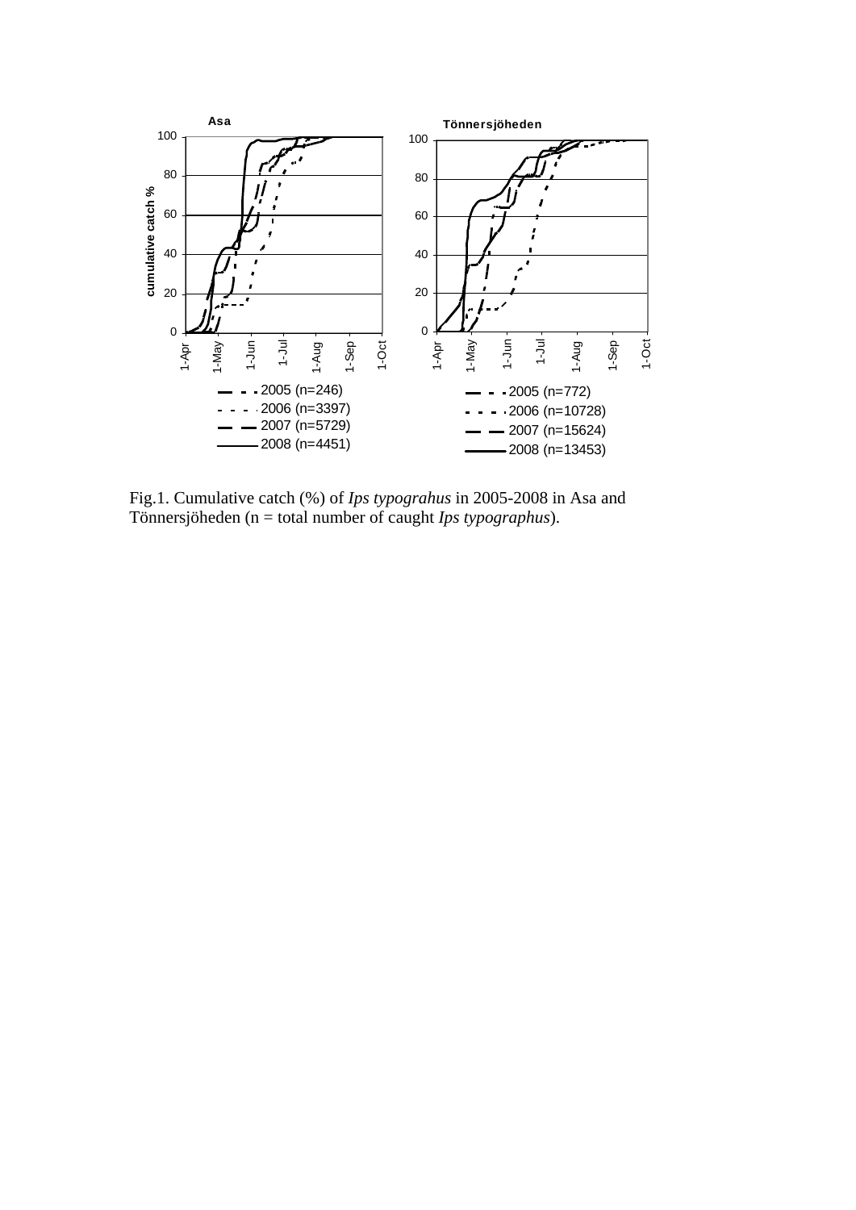Asa

Tönnersjöheden

cumulative catch %

100
80
60
40
20
0

1-Apr
1-May
1-Jun
1-Jul
1-Aug
1-Sep
1-Oct

2005 (n=246)
2006 (n=3397)
2007 (n=5729)
2008 (n=4451)

2005 (n=772)
2006 (n=10728)
2007 (n=15624)
2008 (n=13453)

Fig.1. Cumulative catch (%) of *Ips typograhus* in 2005-2008 in Asa and Tönnersjöheden (n = total number of caught *Ips typographus*).